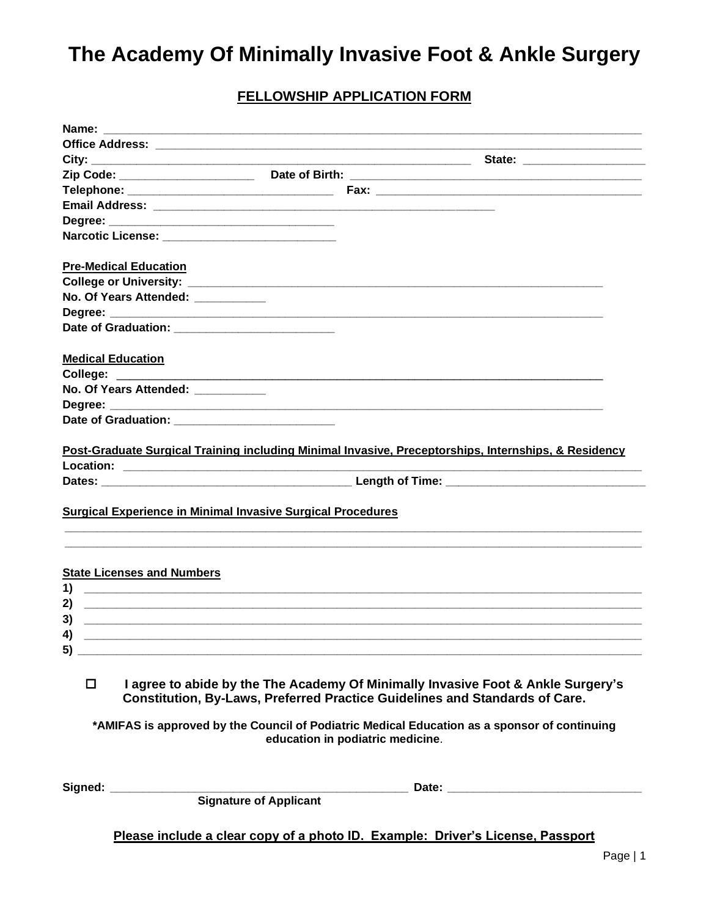# The Academy Of Minimally Invasive Foot & Ankle Surgery

## FELLOWSHIP APPLICATION FORM

**Name:** ______________________________________________________________________________

**Office Address:** ________________________________________________________________________

**City:** ________________________________________________________ **State:** ___________________

**Zip Code:** _____________________ **Date of Birth:** _____________________________________________

**Telephone:** _______________________________ **Fax:** ___________________________________________

**Email Address:** ____________________________________________________

**Degree:** __________________________________

**Narcotic License:** ___________________________

**Pre-Medical Education**

**College or University:** _______________________________________________________________

**No. Of Years Attended:** ___________

**Degree:** ____________________________________________________________________________

**Date of Graduation:** _________________________

**Medical Education**

**College:** ___________________________________________________________________________

**No. Of Years Attended:** ___________

**Degree:** ____________________________________________________________________________

**Date of Graduation:** _________________________

**Post-Graduate Surgical Training including Minimal Invasive, Preceptorships, Internships, & Residency**

**Location:** ___________________________________________________________________________

**Dates:** ______________________________________ **Length of Time:** ______________________________

**Surgical Experience in Minimal Invasive Surgical Procedures**

_________________________________________________________________________________________

_________________________________________________________________________________________

**State Licenses and Numbers**

**1)** ______________________________________________________________________________________

**2)** ______________________________________________________________________________________

**3)** ______________________________________________________________________________________

**4)** ______________________________________________________________________________________

**5)** ______________________________________________________________________________________

☐ **I agree to abide by the The Academy Of Minimally Invasive Foot & Ankle Surgery's Constitution, By-Laws, Preferred Practice Guidelines and Standards of Care.**

**\*AMIFAS is approved by the Council of Podiatric Medical Education as a sponsor of continuing education in podiatric medicine.**

**Signed:** _______________________________________________ **Date:** ______________________________
**Signature of Applicant**

**Please include a clear copy of a photo ID. Example: Driver's License, Passport**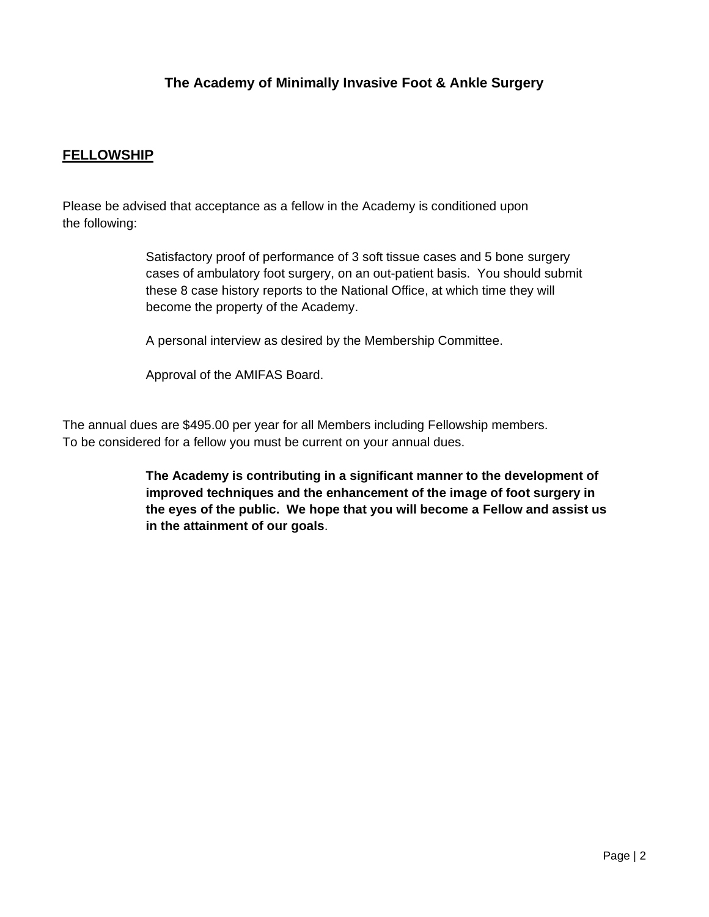**The Academy of Minimally Invasive Foot & Ankle Surgery**

## FELLOWSHIP

Please be advised that acceptance as a fellow in the Academy is conditioned upon the following:

> Satisfactory proof of performance of 3 soft tissue cases and 5 bone surgery cases of ambulatory foot surgery, on an out-patient basis. You should submit these 8 case history reports to the National Office, at which time they will become the property of the Academy.
>
> A personal interview as desired by the Membership Committee.
>
> Approval of the AMIFAS Board.

The annual dues are $495.00 per year for all Members including Fellowship members. To be considered for a fellow you must be current on your annual dues.

> **The Academy is contributing in a significant manner to the development of improved techniques and the enhancement of the image of foot surgery in the eyes of the public. We hope that you will become a Fellow and assist us in the attainment of our goals**.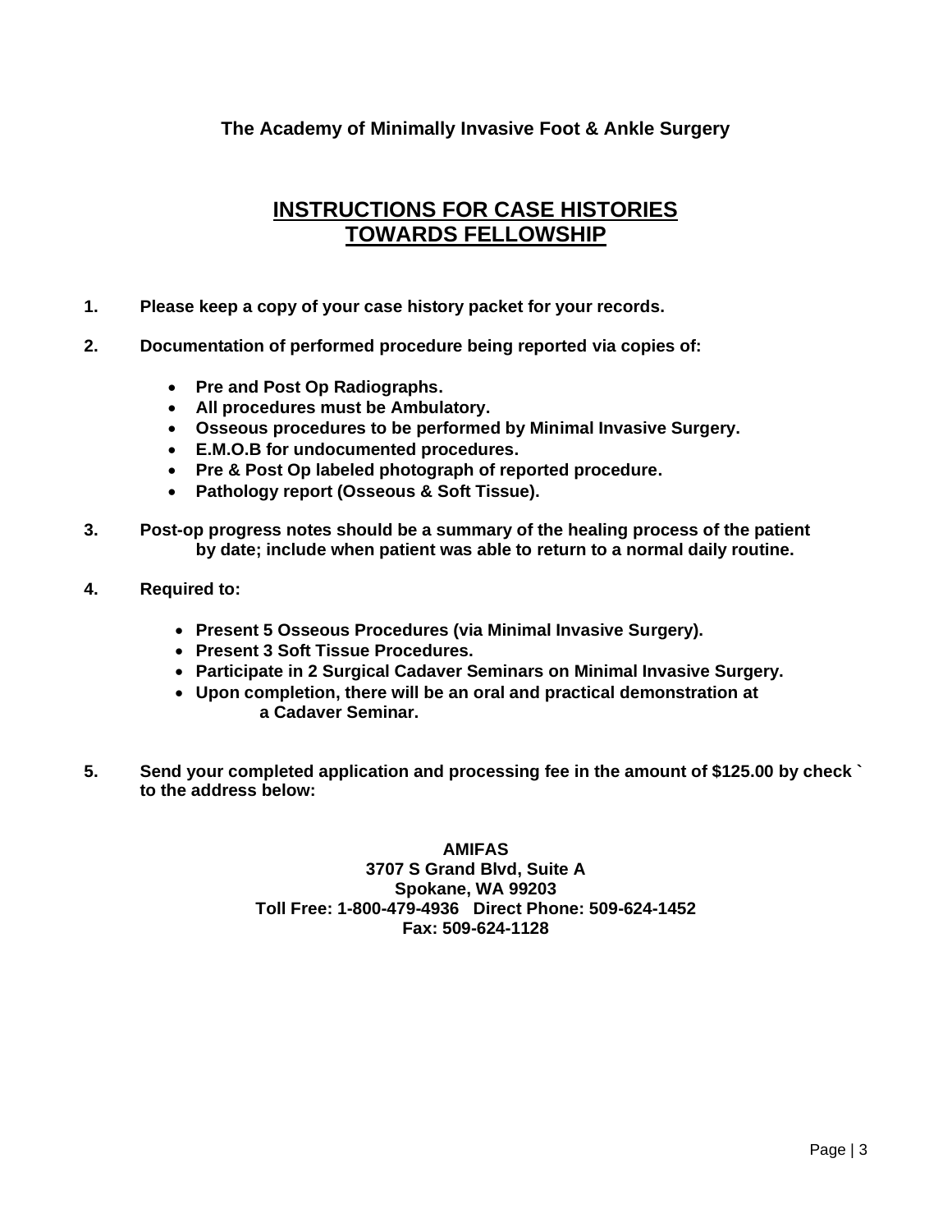**The Academy of Minimally Invasive Foot & Ankle Surgery**

# INSTRUCTIONS FOR CASE HISTORIES TOWARDS FELLOWSHIP

1. **Please keep a copy of your case history packet for your records.**

2. **Documentation of performed procedure being reported via copies of:**
   - **Pre and Post Op Radiographs.**
   - **All procedures must be Ambulatory.**
   - **Osseous procedures to be performed by Minimal Invasive Surgery.**
   - **E.M.O.B for undocumented procedures.**
   - **Pre & Post Op labeled photograph of reported procedure.**
   - **Pathology report (Osseous & Soft Tissue).**

3. **Post-op progress notes should be a summary of the healing process of the patient by date; include when patient was able to return to a normal daily routine.**

4. **Required to:**
   - **Present 5 Osseous Procedures (via Minimal Invasive Surgery).**
   - **Present 3 Soft Tissue Procedures.**
   - **Participate in 2 Surgical Cadaver Seminars on Minimal Invasive Surgery.**
   - **Upon completion, there will be an oral and practical demonstration at a Cadaver Seminar.**

5. **Send your completed application and processing fee in the amount of $125.00 by check ` to the address below:**

**AMIFAS**
**3707 S Grand Blvd, Suite A**
**Spokane, WA 99203**
**Toll Free: 1-800-479-4936 Direct Phone: 509-624-1452**
**Fax: 509-624-1128**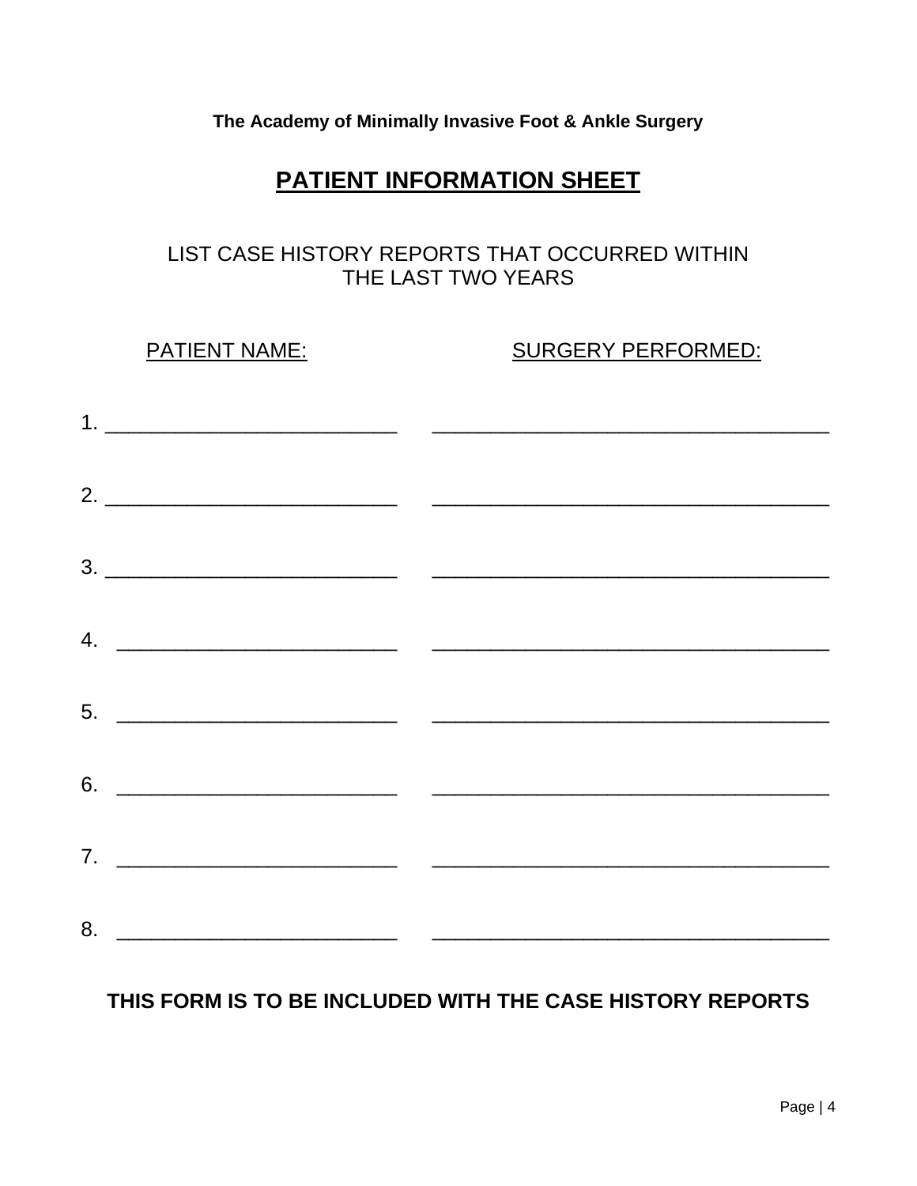**The Academy of Minimally Invasive Foot & Ankle Surgery**

# PATIENT INFORMATION SHEET

LIST CASE HISTORY REPORTS THAT OCCURRED WITHIN THE LAST TWO YEARS

| | PATIENT NAME: | SURGERY PERFORMED: |
|---|---|---|
| 1. | ________________________ | ________________________________ |
| 2. | ________________________ | ________________________________ |
| 3. | ________________________ | ________________________________ |
| 4. | ________________________ | ________________________________ |
| 5. | ________________________ | ________________________________ |
| 6. | ________________________ | ________________________________ |
| 7. | ________________________ | ________________________________ |
| 8. | ________________________ | ________________________________ |

**THIS FORM IS TO BE INCLUDED WITH THE CASE HISTORY REPORTS**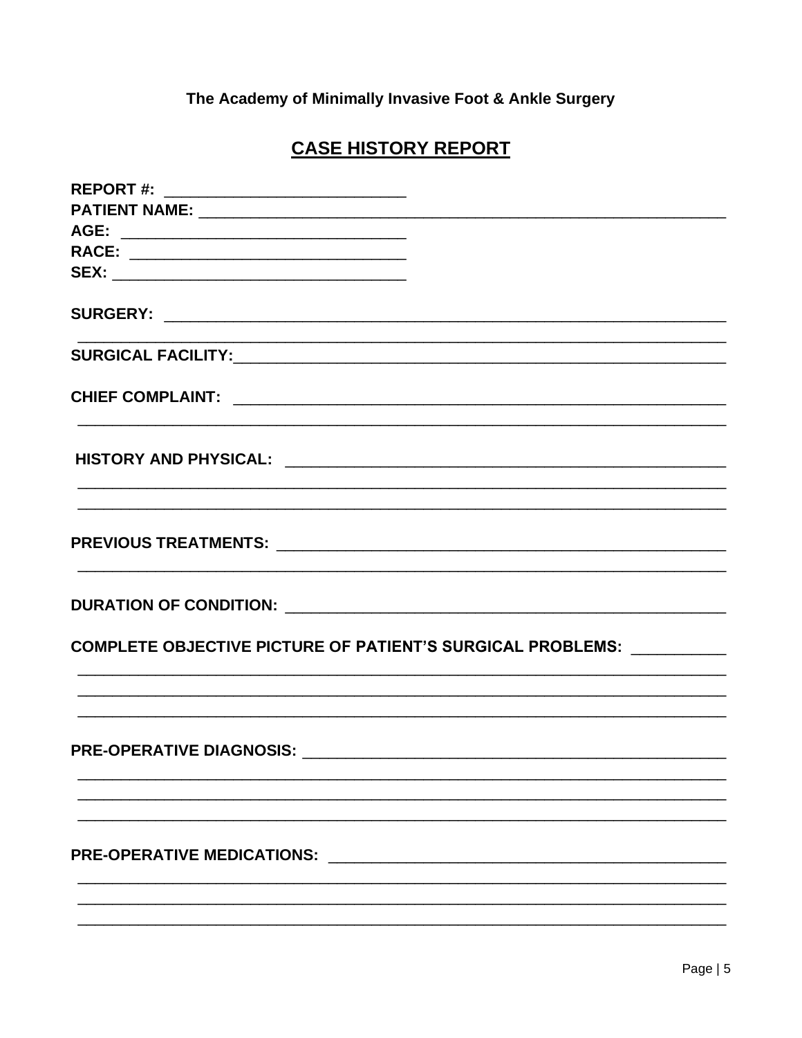The Academy of Minimally Invasive Foot & Ankle Surgery

## CASE HISTORY REPORT

**REPORT #:** ____________________________

**PATIENT NAME:** ____________________________________________________________

**AGE:** ________________________________

**RACE:** _______________________________

**SEX:** ________________________________

**SURGERY:** _________________________________________________________________

______________________________________________________________________________

**SURGICAL FACILITY:** ________________________________________________________

**CHIEF COMPLAINT:** _________________________________________________________

______________________________________________________________________________

**HISTORY AND PHYSICAL:** ____________________________________________________

______________________________________________________________________________

______________________________________________________________________________

**PREVIOUS TREATMENTS:** _____________________________________________________

______________________________________________________________________________

**DURATION OF CONDITION:** ___________________________________________________

**COMPLETE OBJECTIVE PICTURE OF PATIENT'S SURGICAL PROBLEMS:** __________

______________________________________________________________________________

______________________________________________________________________________

______________________________________________________________________________

**PRE-OPERATIVE DIAGNOSIS:** _________________________________________________

______________________________________________________________________________

______________________________________________________________________________

______________________________________________________________________________

**PRE-OPERATIVE MEDICATIONS:** _______________________________________________

______________________________________________________________________________

______________________________________________________________________________

______________________________________________________________________________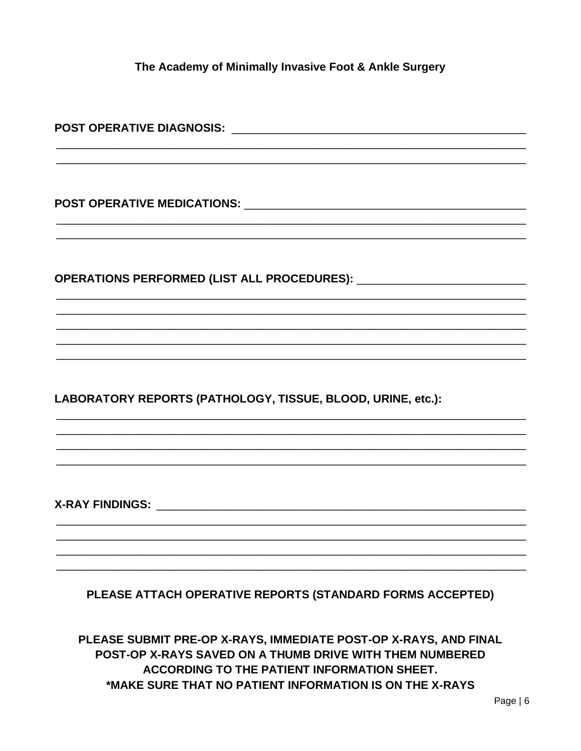**The Academy of Minimally Invasive Foot & Ankle Surgery**

**POST OPERATIVE DIAGNOSIS:** ______________________________________________

_____________________________________________________________________

_____________________________________________________________________

**POST OPERATIVE MEDICATIONS:** ____________________________________________

_____________________________________________________________________

_____________________________________________________________________

**OPERATIONS PERFORMED (LIST ALL PROCEDURES):** _________________________

_____________________________________________________________________

_____________________________________________________________________

_____________________________________________________________________

_____________________________________________________________________

_____________________________________________________________________

**LABORATORY REPORTS (PATHOLOGY, TISSUE, BLOOD, URINE, etc.):**

_____________________________________________________________________

_____________________________________________________________________

_____________________________________________________________________

_____________________________________________________________________

**X-RAY FINDINGS:** _________________________________________________________

_____________________________________________________________________

_____________________________________________________________________

_____________________________________________________________________

_____________________________________________________________________

**PLEASE ATTACH OPERATIVE REPORTS (STANDARD FORMS ACCEPTED)**

**PLEASE SUBMIT PRE-OP X-RAYS, IMMEDIATE POST-OP X-RAYS, AND FINAL POST-OP X-RAYS SAVED ON A THUMB DRIVE WITH THEM NUMBERED ACCORDING TO THE PATIENT INFORMATION SHEET.**
**\*MAKE SURE THAT NO PATIENT INFORMATION IS ON THE X-RAYS**